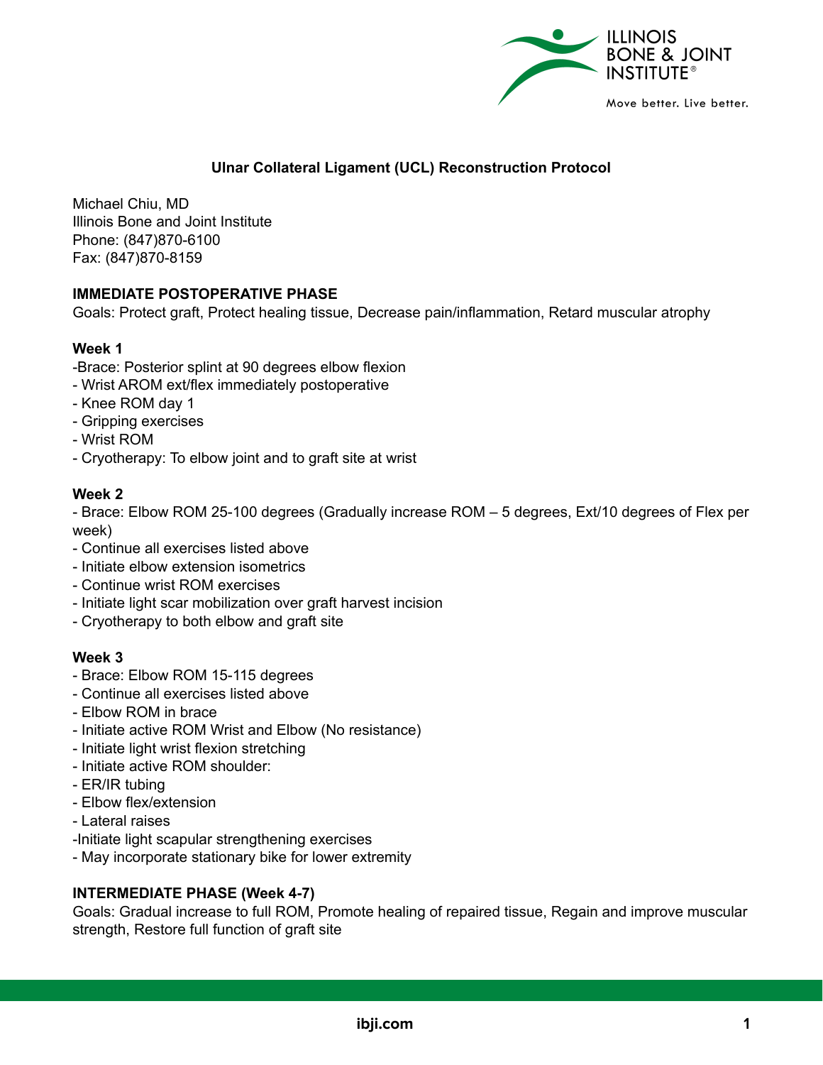# Ulnar Collateral Ligament (UCL) Reconstruction Protocol

Michael Chiu, MD
Illinois Bone and Joint Institute
Phone: (847)870-6100
Fax: (847)870-8159

## IMMEDIATE POSTOPERATIVE PHASE

Goals: Protect graft, Protect healing tissue, Decrease pain/inflammation, Retard muscular atrophy

### Week 1

-Brace: Posterior splint at 90 degrees elbow flexion
- Wrist AROM ext/flex immediately postoperative
- Knee ROM day 1
- Gripping exercises
- Wrist ROM
- Cryotherapy: To elbow joint and to graft site at wrist

### Week 2

- Brace: Elbow ROM 25-100 degrees (Gradually increase ROM – 5 degrees, Ext/10 degrees of Flex per week)
- Continue all exercises listed above
- Initiate elbow extension isometrics
- Continue wrist ROM exercises
- Initiate light scar mobilization over graft harvest incision
- Cryotherapy to both elbow and graft site

### Week 3

- Brace: Elbow ROM 15-115 degrees
- Continue all exercises listed above
- Elbow ROM in brace
- Initiate active ROM Wrist and Elbow (No resistance)
- Initiate light wrist flexion stretching
- Initiate active ROM shoulder:
- ER/IR tubing
- Elbow flex/extension
- Lateral raises
-Initiate light scapular strengthening exercises
- May incorporate stationary bike for lower extremity

## INTERMEDIATE PHASE (Week 4-7)

Goals: Gradual increase to full ROM, Promote healing of repaired tissue, Regain and improve muscular strength, Restore full function of graft site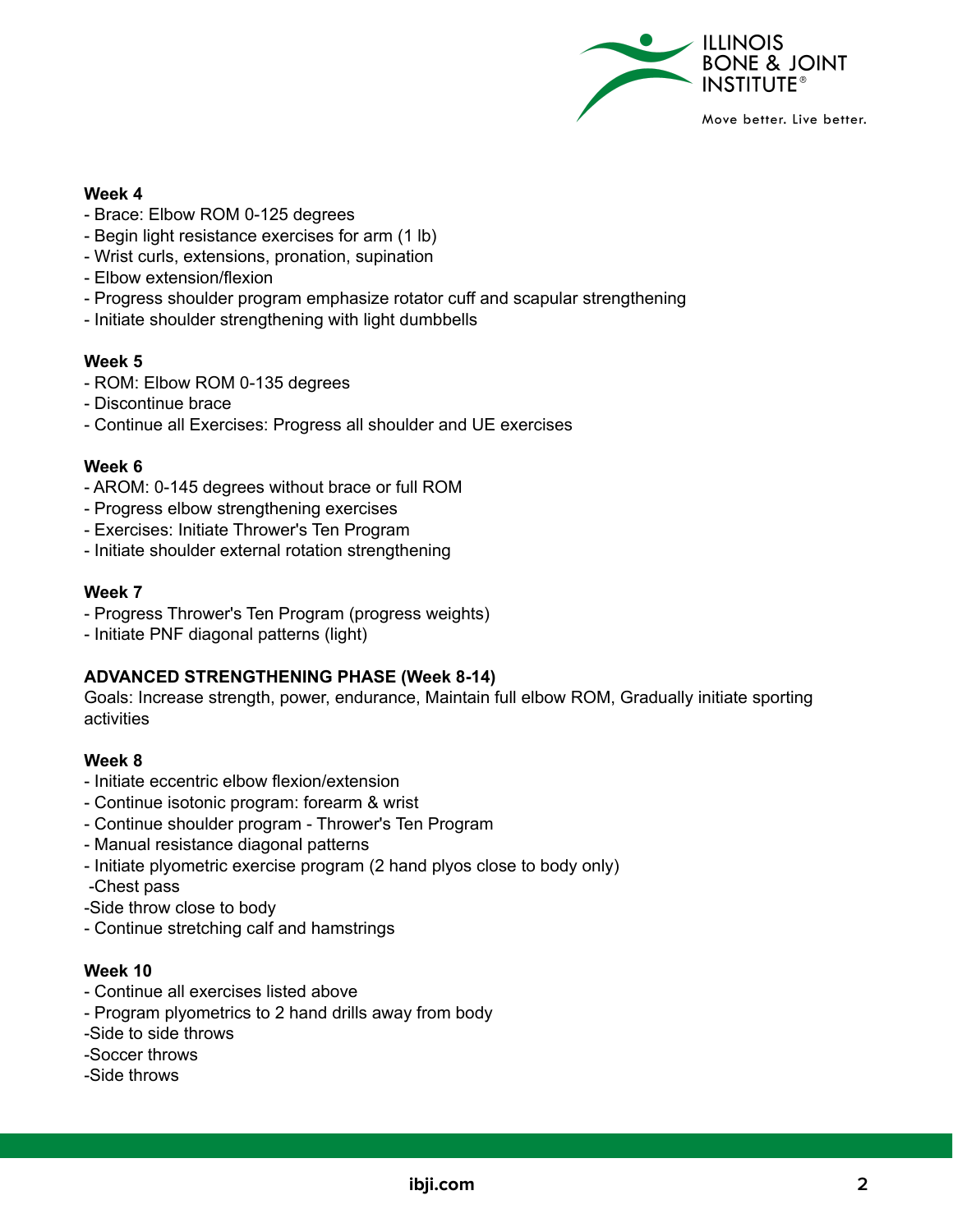**Week 4**

- Brace: Elbow ROM 0-125 degrees
- Begin light resistance exercises for arm (1 lb)
- Wrist curls, extensions, pronation, supination
- Elbow extension/flexion
- Progress shoulder program emphasize rotator cuff and scapular strengthening
- Initiate shoulder strengthening with light dumbbells

**Week 5**

- ROM: Elbow ROM 0-135 degrees
- Discontinue brace
- Continue all Exercises: Progress all shoulder and UE exercises

**Week 6**

- AROM: 0-145 degrees without brace or full ROM
- Progress elbow strengthening exercises
- Exercises: Initiate Thrower's Ten Program
- Initiate shoulder external rotation strengthening

**Week 7**

- Progress Thrower's Ten Program (progress weights)
- Initiate PNF diagonal patterns (light)

**ADVANCED STRENGTHENING PHASE (Week 8-14)**

Goals: Increase strength, power, endurance, Maintain full elbow ROM, Gradually initiate sporting activities

**Week 8**

- Initiate eccentric elbow flexion/extension
- Continue isotonic program: forearm & wrist
- Continue shoulder program - Thrower's Ten Program
- Manual resistance diagonal patterns
- Initiate plyometric exercise program (2 hand plyos close to body only)
 -Chest pass
-Side throw close to body
- Continue stretching calf and hamstrings

**Week 10**

- Continue all exercises listed above
- Program plyometrics to 2 hand drills away from body
-Side to side throws
-Soccer throws
-Side throws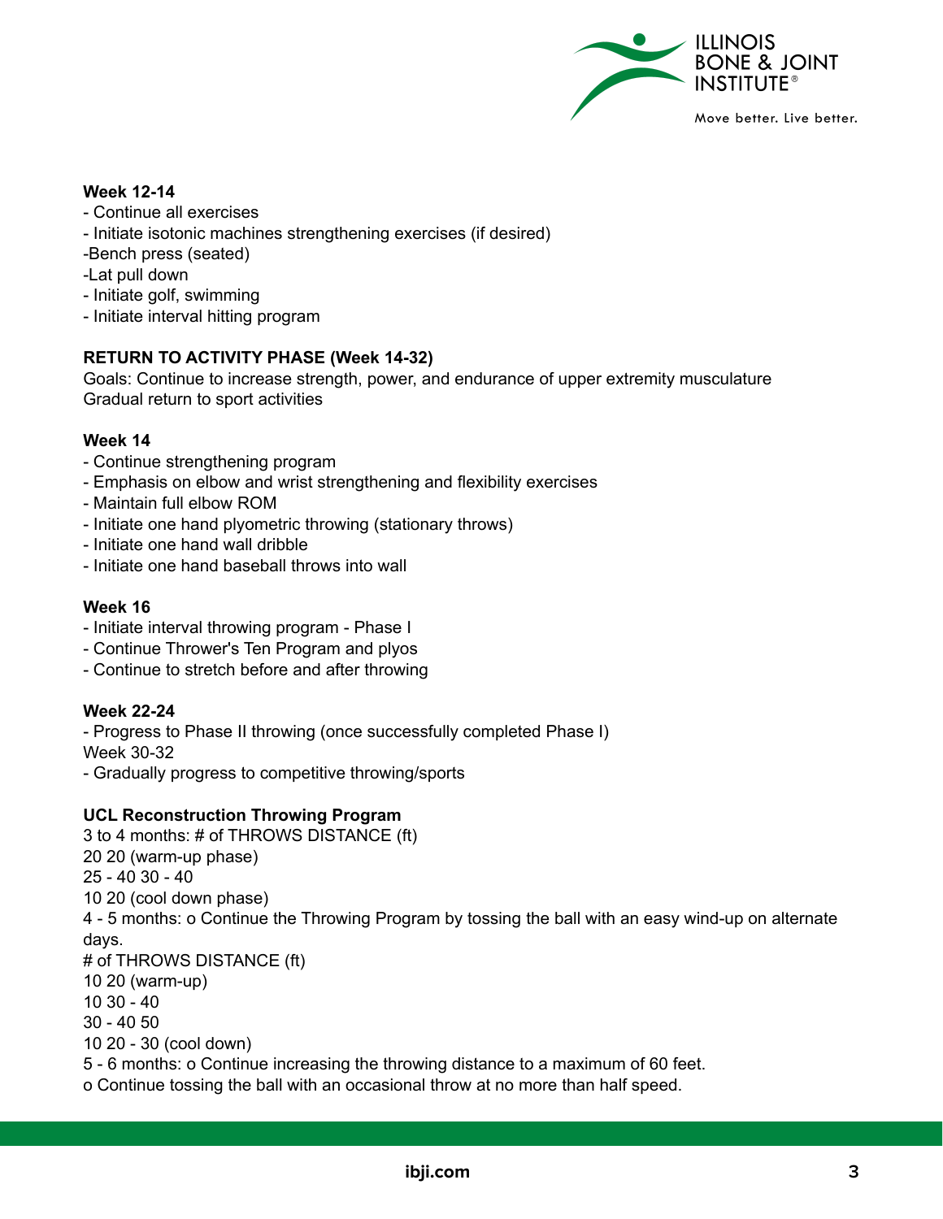**Week 12-14**

- Continue all exercises
- Initiate isotonic machines strengthening exercises (if desired)

-Bench press (seated)

-Lat pull down

- Initiate golf, swimming
- Initiate interval hitting program

**RETURN TO ACTIVITY PHASE (Week 14-32)**

Goals: Continue to increase strength, power, and endurance of upper extremity musculature

Gradual return to sport activities

**Week 14**

- Continue strengthening program
- Emphasis on elbow and wrist strengthening and flexibility exercises
- Maintain full elbow ROM
- Initiate one hand plyometric throwing (stationary throws)
- Initiate one hand wall dribble
- Initiate one hand baseball throws into wall

**Week 16**

- Initiate interval throwing program - Phase I
- Continue Thrower's Ten Program and plyos
- Continue to stretch before and after throwing

**Week 22-24**

- Progress to Phase II throwing (once successfully completed Phase I)

Week 30-32

- Gradually progress to competitive throwing/sports

**UCL Reconstruction Throwing Program**

3 to 4 months: # of THROWS DISTANCE (ft)

20 20 (warm-up phase)

25 - 40 30 - 40

10 20 (cool down phase)

4 - 5 months: o Continue the Throwing Program by tossing the ball with an easy wind-up on alternate days.

# of THROWS DISTANCE (ft)

10 20 (warm-up)

10 30 - 40

30 - 40 50

10 20 - 30 (cool down)

5 - 6 months: o Continue increasing the throwing distance to a maximum of 60 feet.

o Continue tossing the ball with an occasional throw at no more than half speed.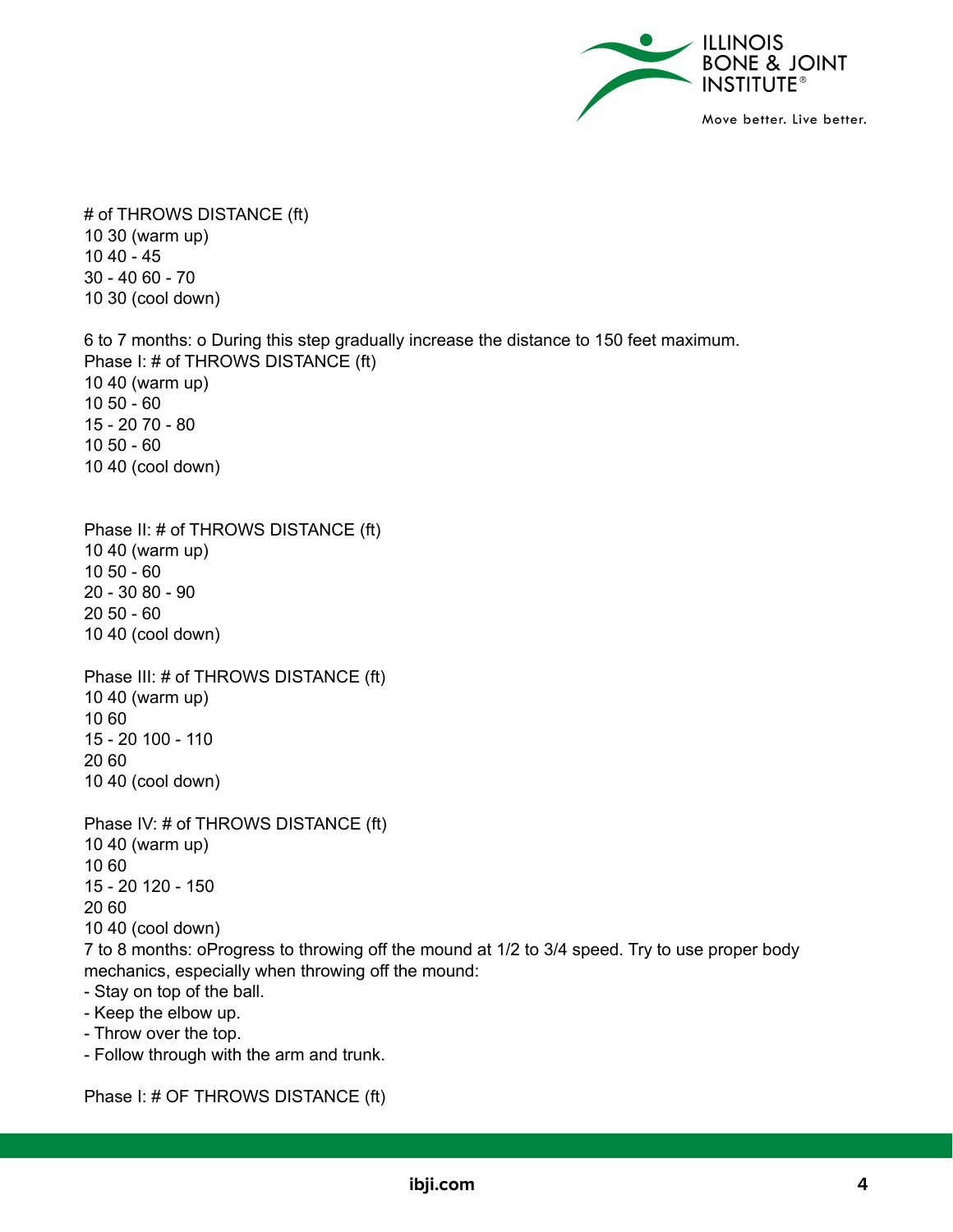| # of THROWS | DISTANCE (ft) |
| --- | --- |
| 10 | 30 (warm up) |
| 10 | 40 - 45 |
| 30 - 40 | 60 - 70 |
| 10 | 30 (cool down) |

6 to 7 months: o During this step gradually increase the distance to 150 feet maximum.

Phase I:

| # of THROWS | DISTANCE (ft) |
| --- | --- |
| 10 | 40 (warm up) |
| 10 | 50 - 60 |
| 15 - 20 | 70 - 80 |
| 10 | 50 - 60 |
| 10 | 40 (cool down) |

Phase II:

| # of THROWS | DISTANCE (ft) |
| --- | --- |
| 10 | 40 (warm up) |
| 10 | 50 - 60 |
| 20 - 30 | 80 - 90 |
| 20 | 50 - 60 |
| 10 | 40 (cool down) |

Phase III:

| # of THROWS | DISTANCE (ft) |
| --- | --- |
| 10 | 40 (warm up) |
| 10 | 60 |
| 15 - 20 | 100 - 110 |
| 20 | 60 |
| 10 | 40 (cool down) |

Phase IV:

| # of THROWS | DISTANCE (ft) |
| --- | --- |
| 10 | 40 (warm up) |
| 10 | 60 |
| 15 - 20 | 120 - 150 |
| 20 | 60 |
| 10 | 40 (cool down) |

7 to 8 months: oProgress to throwing off the mound at 1/2 to 3/4 speed. Try to use proper body mechanics, especially when throwing off the mound:

- Stay on top of the ball.
- Keep the elbow up.
- Throw over the top.
- Follow through with the arm and trunk.

Phase I: # OF THROWS DISTANCE (ft)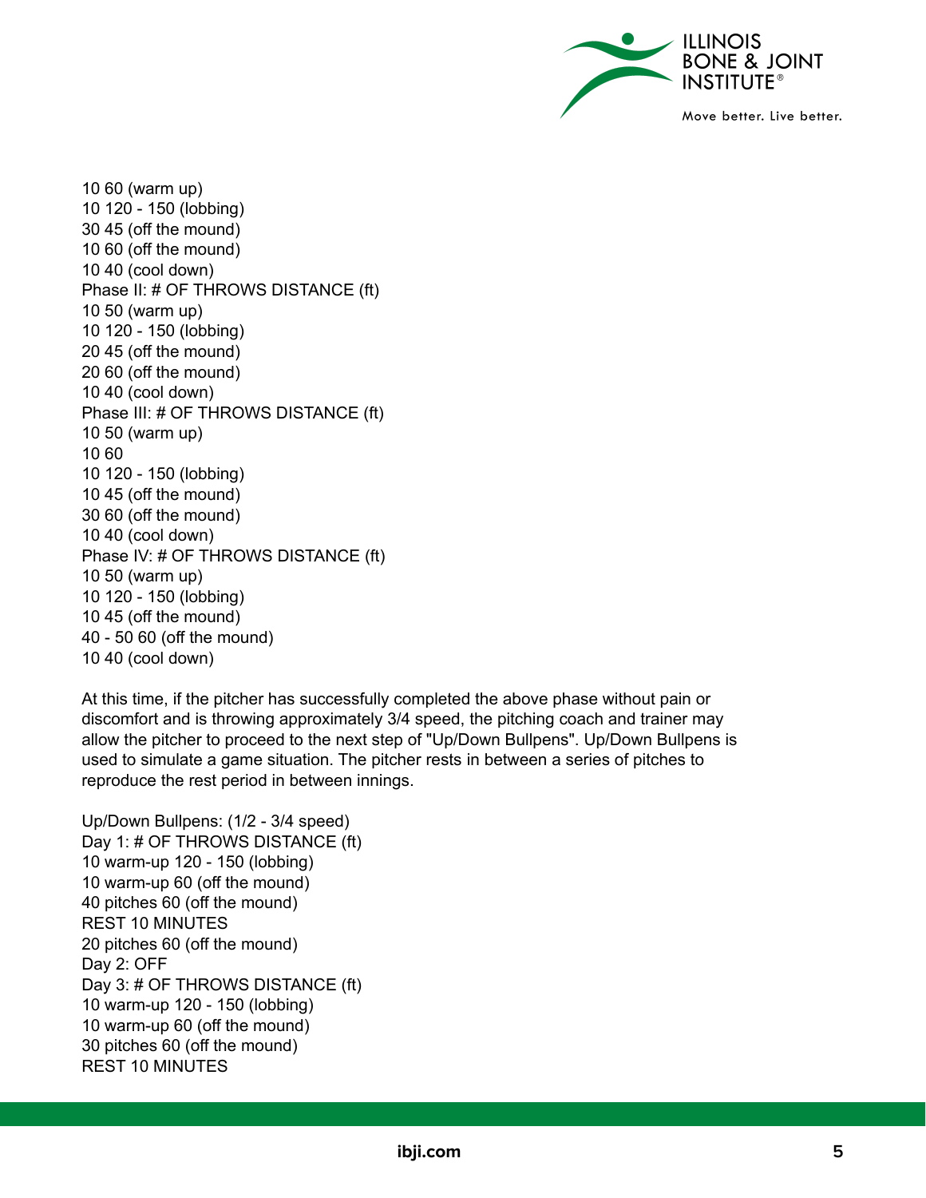10 60 (warm up)
10 120 - 150 (lobbing)
30 45 (off the mound)
10 60 (off the mound)
10 40 (cool down)
Phase II: # OF THROWS DISTANCE (ft)
10 50 (warm up)
10 120 - 150 (lobbing)
20 45 (off the mound)
20 60 (off the mound)
10 40 (cool down)
Phase III: # OF THROWS DISTANCE (ft)
10 50 (warm up)
10 60
10 120 - 150 (lobbing)
10 45 (off the mound)
30 60 (off the mound)
10 40 (cool down)
Phase IV: # OF THROWS DISTANCE (ft)
10 50 (warm up)
10 120 - 150 (lobbing)
10 45 (off the mound)
40 - 50 60 (off the mound)
10 40 (cool down)

At this time, if the pitcher has successfully completed the above phase without pain or discomfort and is throwing approximately 3/4 speed, the pitching coach and trainer may allow the pitcher to proceed to the next step of "Up/Down Bullpens". Up/Down Bullpens is used to simulate a game situation. The pitcher rests in between a series of pitches to reproduce the rest period in between innings.

Up/Down Bullpens: (1/2 - 3/4 speed)
Day 1: # OF THROWS DISTANCE (ft)
10 warm-up 120 - 150 (lobbing)
10 warm-up 60 (off the mound)
40 pitches 60 (off the mound)
REST 10 MINUTES
20 pitches 60 (off the mound)
Day 2: OFF
Day 3: # OF THROWS DISTANCE (ft)
10 warm-up 120 - 150 (lobbing)
10 warm-up 60 (off the mound)
30 pitches 60 (off the mound)
REST 10 MINUTES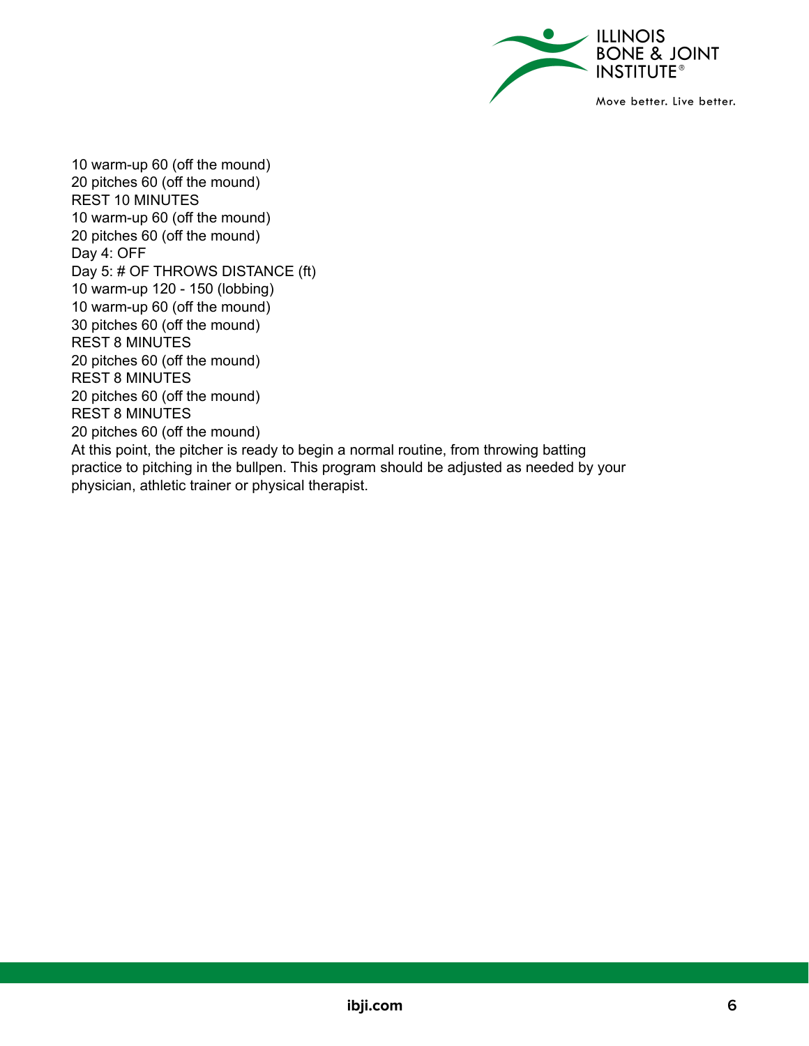10 warm-up 60 (off the mound)
20 pitches 60 (off the mound)
REST 10 MINUTES
10 warm-up 60 (off the mound)
20 pitches 60 (off the mound)
Day 4: OFF
Day 5: # OF THROWS DISTANCE (ft)
10 warm-up 120 - 150 (lobbing)
10 warm-up 60 (off the mound)
30 pitches 60 (off the mound)
REST 8 MINUTES
20 pitches 60 (off the mound)
REST 8 MINUTES
20 pitches 60 (off the mound)
REST 8 MINUTES
20 pitches 60 (off the mound)
At this point, the pitcher is ready to begin a normal routine, from throwing batting practice to pitching in the bullpen. This program should be adjusted as needed by your physician, athletic trainer or physical therapist.